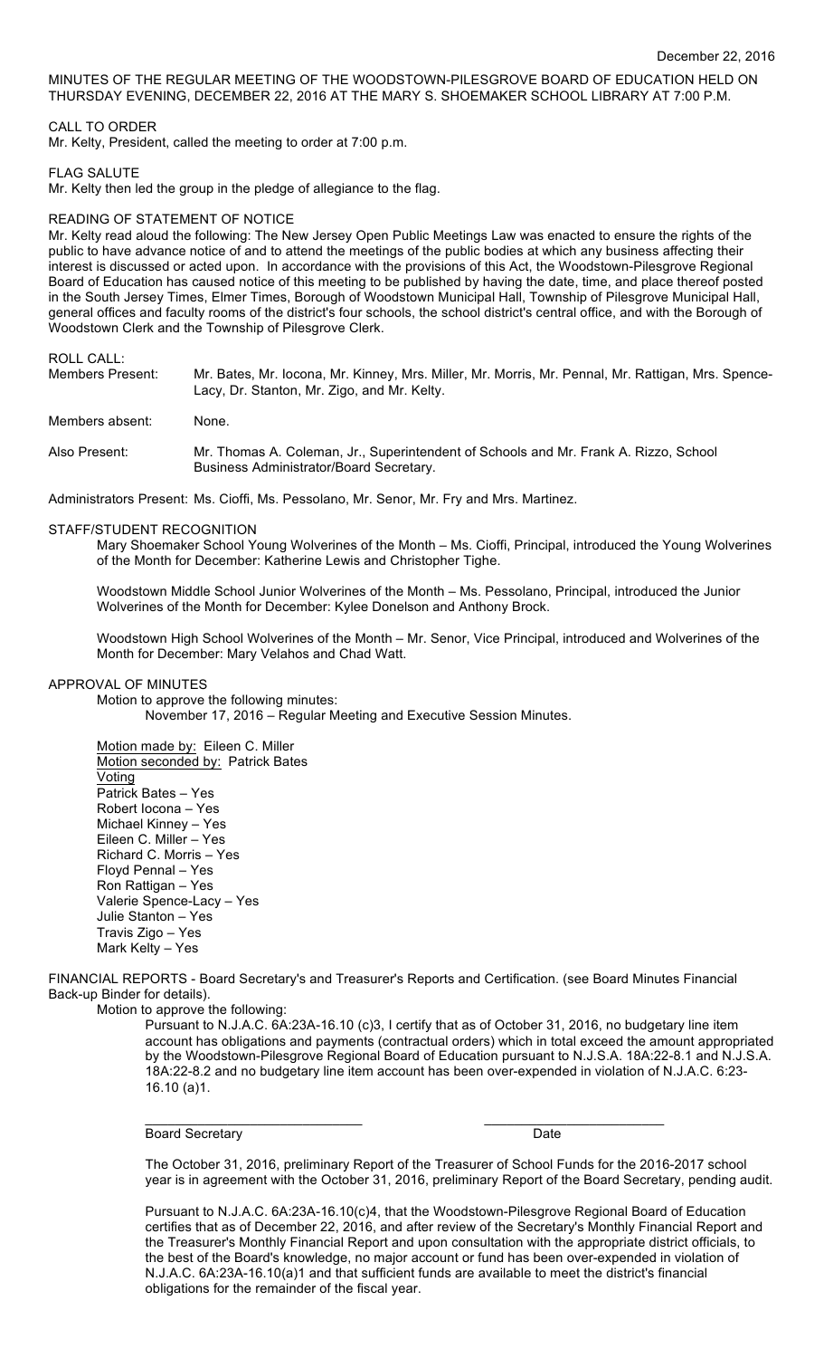December 22, 2016

MINUTES OF THE REGULAR MEETING OF THE WOODSTOWN-PILESGROVE BOARD OF EDUCATION HELD ON THURSDAY EVENING, DECEMBER 22, 2016 AT THE MARY S. SHOEMAKER SCHOOL LIBRARY AT 7:00 P.M.

CALL TO ORDER

Mr. Kelty, President, called the meeting to order at 7:00 p.m.

FLAG SALUTE

Mr. Kelty then led the group in the pledge of allegiance to the flag.

READING OF STATEMENT OF NOTICE

Mr. Kelty read aloud the following: The New Jersey Open Public Meetings Law was enacted to ensure the rights of the public to have advance notice of and to attend the meetings of the public bodies at which any business affecting their interest is discussed or acted upon. In accordance with the provisions of this Act, the Woodstown-Pilesgrove Regional Board of Education has caused notice of this meeting to be published by having the date, time, and place thereof posted in the South Jersey Times, Elmer Times, Borough of Woodstown Municipal Hall, Township of Pilesgrove Municipal Hall, general offices and faculty rooms of the district's four schools, the school district's central office, and with the Borough of Woodstown Clerk and the Township of Pilesgrove Clerk.

ROLL CALL:

Members Present: Mr. Bates, Mr. Iocona, Mr. Kinney, Mrs. Miller, Mr. Morris, Mr. Pennal, Mr. Rattigan, Mrs. Spence-Lacy, Dr. Stanton, Mr. Zigo, and Mr. Kelty.

Members absent: None.

Also Present: Mr. Thomas A. Coleman, Jr., Superintendent of Schools and Mr. Frank A. Rizzo, School Business Administrator/Board Secretary.

Administrators Present: Ms. Cioffi, Ms. Pessolano, Mr. Senor, Mr. Fry and Mrs. Martinez.

STAFF/STUDENT RECOGNITION

Mary Shoemaker School Young Wolverines of the Month – Ms. Cioffi, Principal, introduced the Young Wolverines of the Month for December: Katherine Lewis and Christopher Tighe.

Woodstown Middle School Junior Wolverines of the Month – Ms. Pessolano, Principal, introduced the Junior Wolverines of the Month for December: Kylee Donelson and Anthony Brock.

Woodstown High School Wolverines of the Month – Mr. Senor, Vice Principal, introduced and Wolverines of the Month for December: Mary Velahos and Chad Watt.

APPROVAL OF MINUTES

Motion to approve the following minutes:

November 17, 2016 – Regular Meeting and Executive Session Minutes.

Motion made by: Eileen C. Miller
Motion seconded by: Patrick Bates
Voting
Patrick Bates – Yes
Robert Iocona – Yes
Michael Kinney – Yes
Eileen C. Miller – Yes
Richard C. Morris – Yes
Floyd Pennal – Yes
Ron Rattigan – Yes
Valerie Spence-Lacy – Yes
Julie Stanton – Yes
Travis Zigo – Yes
Mark Kelty – Yes

FINANCIAL REPORTS - Board Secretary's and Treasurer's Reports and Certification. (see Board Minutes Financial Back-up Binder for details).

Motion to approve the following:

Pursuant to N.J.A.C. 6A:23A-16.10 (c)3, I certify that as of October 31, 2016, no budgetary line item account has obligations and payments (contractual orders) which in total exceed the amount appropriated by the Woodstown-Pilesgrove Regional Board of Education pursuant to N.J.S.A. 18A:22-8.1 and N.J.S.A. 18A:22-8.2 and no budgetary line item account has been over-expended in violation of N.J.A.C. 6:23-16.10 (a)1.

\_\_\_\_\_\_\_\_\_\_\_\_\_\_\_\_\_\_\_\_\_\_\_\_\_\_\_\_\_\_ \_\_\_\_\_\_\_\_\_\_\_\_\_\_\_\_\_\_\_\_\_\_\_\_\_\_
Board Secretary Date

The October 31, 2016, preliminary Report of the Treasurer of School Funds for the 2016-2017 school year is in agreement with the October 31, 2016, preliminary Report of the Board Secretary, pending audit.

Pursuant to N.J.A.C. 6A:23A-16.10(c)4, that the Woodstown-Pilesgrove Regional Board of Education certifies that as of December 22, 2016, and after review of the Secretary's Monthly Financial Report and the Treasurer's Monthly Financial Report and upon consultation with the appropriate district officials, to the best of the Board's knowledge, no major account or fund has been over-expended in violation of N.J.A.C. 6A:23A-16.10(a)1 and that sufficient funds are available to meet the district's financial obligations for the remainder of the fiscal year.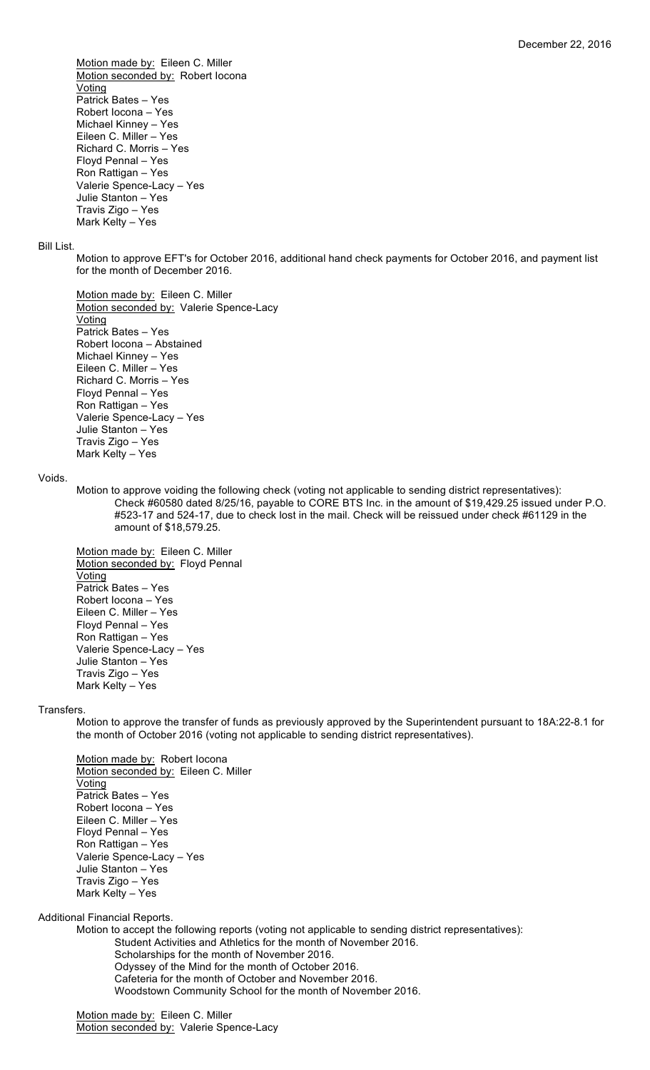Motion made by: Eileen C. Miller
Motion seconded by: Robert Iocona
Voting
Patrick Bates – Yes
Robert Iocona – Yes
Michael Kinney – Yes
Eileen C. Miller – Yes
Richard C. Morris – Yes
Floyd Pennal – Yes
Ron Rattigan – Yes
Valerie Spence-Lacy – Yes
Julie Stanton – Yes
Travis Zigo – Yes
Mark Kelty – Yes

Bill List.

Motion to approve EFT's for October 2016, additional hand check payments for October 2016, and payment list for the month of December 2016.

Motion made by: Eileen C. Miller
Motion seconded by: Valerie Spence-Lacy
Voting
Patrick Bates – Yes
Robert Iocona – Abstained
Michael Kinney – Yes
Eileen C. Miller – Yes
Richard C. Morris – Yes
Floyd Pennal – Yes
Ron Rattigan – Yes
Valerie Spence-Lacy – Yes
Julie Stanton – Yes
Travis Zigo – Yes
Mark Kelty – Yes

Voids.

Motion to approve voiding the following check (voting not applicable to sending district representatives):

Check #60580 dated 8/25/16, payable to CORE BTS Inc. in the amount of $19,429.25 issued under P.O. #523-17 and 524-17, due to check lost in the mail. Check will be reissued under check #61129 in the amount of $18,579.25.

Motion made by: Eileen C. Miller
Motion seconded by: Floyd Pennal
Voting
Patrick Bates – Yes
Robert Iocona – Yes
Eileen C. Miller – Yes
Floyd Pennal – Yes
Ron Rattigan – Yes
Valerie Spence-Lacy – Yes
Julie Stanton – Yes
Travis Zigo – Yes
Mark Kelty – Yes

Transfers.

Motion to approve the transfer of funds as previously approved by the Superintendent pursuant to 18A:22-8.1 for the month of October 2016 (voting not applicable to sending district representatives).

Motion made by: Robert Iocona
Motion seconded by: Eileen C. Miller
Voting
Patrick Bates – Yes
Robert Iocona – Yes
Eileen C. Miller – Yes
Floyd Pennal – Yes
Ron Rattigan – Yes
Valerie Spence-Lacy – Yes
Julie Stanton – Yes
Travis Zigo – Yes
Mark Kelty – Yes

Additional Financial Reports.

Motion to accept the following reports (voting not applicable to sending district representatives):

Student Activities and Athletics for the month of November 2016.
Scholarships for the month of November 2016.
Odyssey of the Mind for the month of October 2016.
Cafeteria for the month of October and November 2016.
Woodstown Community School for the month of November 2016.

Motion made by: Eileen C. Miller
Motion seconded by: Valerie Spence-Lacy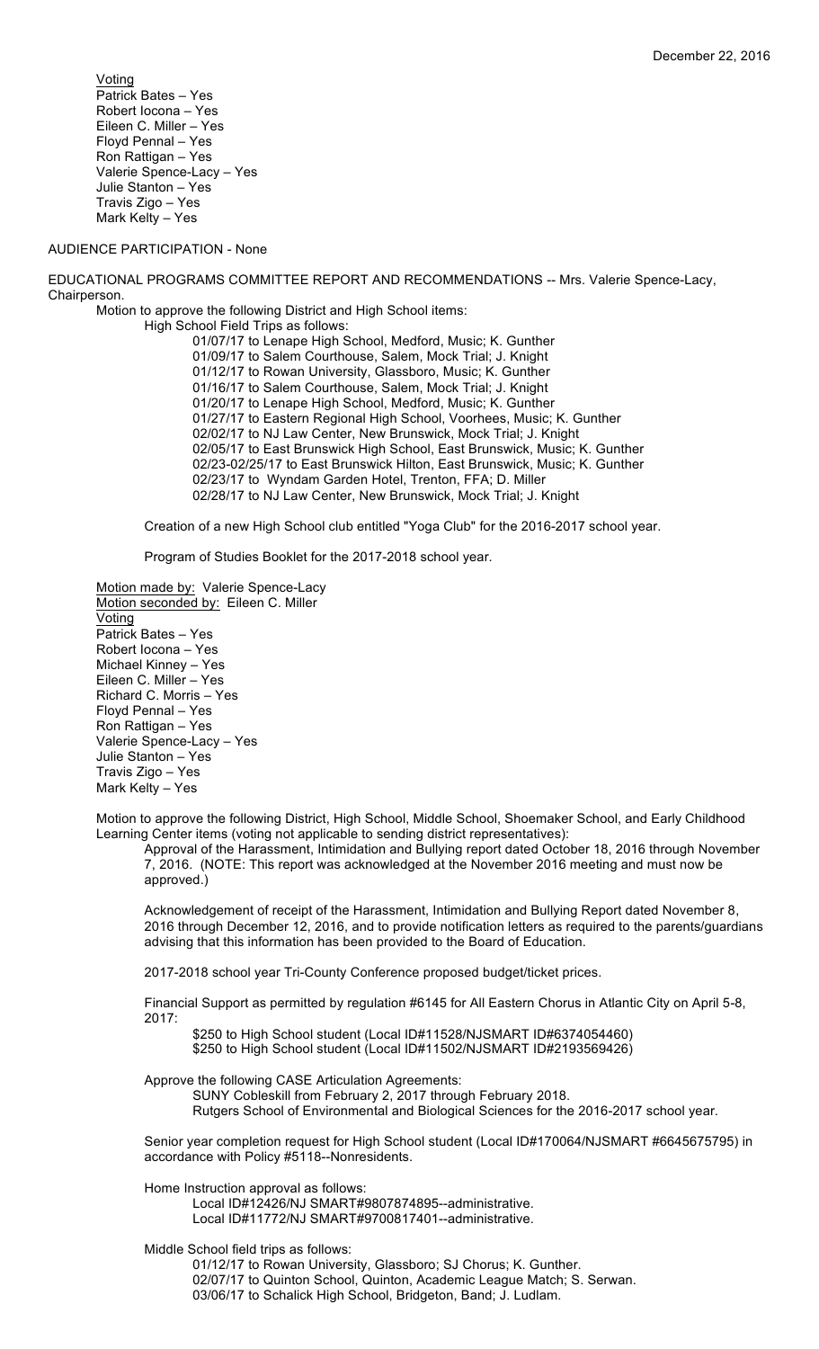Voting

Patrick Bates – Yes
Robert Iocona – Yes
Eileen C. Miller – Yes
Floyd Pennal – Yes
Ron Rattigan – Yes
Valerie Spence-Lacy – Yes
Julie Stanton – Yes
Travis Zigo – Yes
Mark Kelty – Yes

AUDIENCE PARTICIPATION - None

EDUCATIONAL PROGRAMS COMMITTEE REPORT AND RECOMMENDATIONS -- Mrs. Valerie Spence-Lacy, Chairperson.

Motion to approve the following District and High School items:

High School Field Trips as follows:

- 01/07/17 to Lenape High School, Medford, Music; K. Gunther
- 01/09/17 to Salem Courthouse, Salem, Mock Trial; J. Knight
- 01/12/17 to Rowan University, Glassboro, Music; K. Gunther
- 01/16/17 to Salem Courthouse, Salem, Mock Trial; J. Knight
- 01/20/17 to Lenape High School, Medford, Music; K. Gunther
- 01/27/17 to Eastern Regional High School, Voorhees, Music; K. Gunther
- 02/02/17 to NJ Law Center, New Brunswick, Mock Trial; J. Knight
- 02/05/17 to East Brunswick High School, East Brunswick, Music; K. Gunther
- 02/23-02/25/17 to East Brunswick Hilton, East Brunswick, Music; K. Gunther
- 02/23/17 to Wyndam Garden Hotel, Trenton, FFA; D. Miller
- 02/28/17 to NJ Law Center, New Brunswick, Mock Trial; J. Knight

Creation of a new High School club entitled "Yoga Club" for the 2016-2017 school year.

Program of Studies Booklet for the 2017-2018 school year.

Motion made by: Valerie Spence-Lacy
Motion seconded by: Eileen C. Miller

Voting

Patrick Bates – Yes
Robert Iocona – Yes
Michael Kinney – Yes
Eileen C. Miller – Yes
Richard C. Morris – Yes
Floyd Pennal – Yes
Ron Rattigan – Yes
Valerie Spence-Lacy – Yes
Julie Stanton – Yes
Travis Zigo – Yes
Mark Kelty – Yes

Motion to approve the following District, High School, Middle School, Shoemaker School, and Early Childhood Learning Center items (voting not applicable to sending district representatives):

Approval of the Harassment, Intimidation and Bullying report dated October 18, 2016 through November 7, 2016. (NOTE: This report was acknowledged at the November 2016 meeting and must now be approved.)

Acknowledgement of receipt of the Harassment, Intimidation and Bullying Report dated November 8, 2016 through December 12, 2016, and to provide notification letters as required to the parents/guardians advising that this information has been provided to the Board of Education.

2017-2018 school year Tri-County Conference proposed budget/ticket prices.

Financial Support as permitted by regulation #6145 for All Eastern Chorus in Atlantic City on April 5-8, 2017:

- $250 to High School student (Local ID#11528/NJSMART ID#6374054460)
- $250 to High School student (Local ID#11502/NJSMART ID#2193569426)

Approve the following CASE Articulation Agreements:

- SUNY Cobleskill from February 2, 2017 through February 2018.
- Rutgers School of Environmental and Biological Sciences for the 2016-2017 school year.

Senior year completion request for High School student (Local ID#170064/NJSMART #6645675795) in accordance with Policy #5118--Nonresidents.

Home Instruction approval as follows:

- Local ID#12426/NJ SMART#9807874895--administrative.
- Local ID#11772/NJ SMART#9700817401--administrative.

Middle School field trips as follows:

- 01/12/17 to Rowan University, Glassboro; SJ Chorus; K. Gunther.
- 02/07/17 to Quinton School, Quinton, Academic League Match; S. Serwan.
- 03/06/17 to Schalick High School, Bridgeton, Band; J. Ludlam.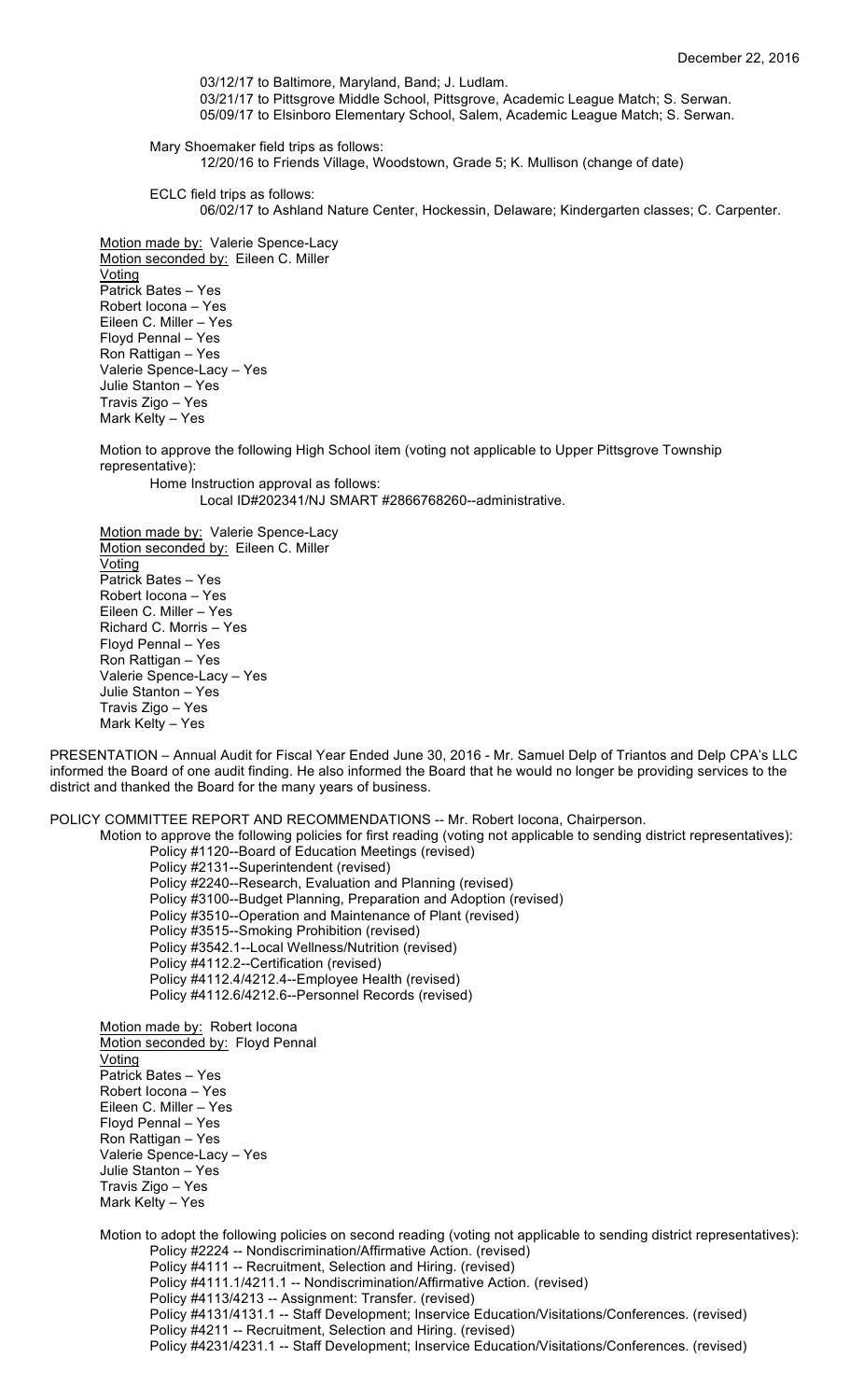03/12/17 to Baltimore, Maryland, Band; J. Ludlam.
03/21/17 to Pittsgrove Middle School, Pittsgrove, Academic League Match; S. Serwan.
05/09/17 to Elsinboro Elementary School, Salem, Academic League Match; S. Serwan.

Mary Shoemaker field trips as follows:
12/20/16 to Friends Village, Woodstown, Grade 5; K. Mullison (change of date)

ECLC field trips as follows:
06/02/17 to Ashland Nature Center, Hockessin, Delaware; Kindergarten classes; C. Carpenter.

Motion made by: Valerie Spence-Lacy
Motion seconded by: Eileen C. Miller
Voting
Patrick Bates – Yes
Robert Iocona – Yes
Eileen C. Miller – Yes
Floyd Pennal – Yes
Ron Rattigan – Yes
Valerie Spence-Lacy – Yes
Julie Stanton – Yes
Travis Zigo – Yes
Mark Kelty – Yes

Motion to approve the following High School item (voting not applicable to Upper Pittsgrove Township representative):
Home Instruction approval as follows:
Local ID#202341/NJ SMART #2866768260--administrative.

Motion made by: Valerie Spence-Lacy
Motion seconded by: Eileen C. Miller
Voting
Patrick Bates – Yes
Robert Iocona – Yes
Eileen C. Miller – Yes
Richard C. Morris – Yes
Floyd Pennal – Yes
Ron Rattigan – Yes
Valerie Spence-Lacy – Yes
Julie Stanton – Yes
Travis Zigo – Yes
Mark Kelty – Yes

PRESENTATION – Annual Audit for Fiscal Year Ended June 30, 2016 - Mr. Samuel Delp of Triantos and Delp CPA's LLC informed the Board of one audit finding. He also informed the Board that he would no longer be providing services to the district and thanked the Board for the many years of business.

POLICY COMMITTEE REPORT AND RECOMMENDATIONS -- Mr. Robert Iocona, Chairperson.

Motion to approve the following policies for first reading (voting not applicable to sending district representatives):
Policy #1120--Board of Education Meetings (revised)
Policy #2131--Superintendent (revised)
Policy #2240--Research, Evaluation and Planning (revised)
Policy #3100--Budget Planning, Preparation and Adoption (revised)
Policy #3510--Operation and Maintenance of Plant (revised)
Policy #3515--Smoking Prohibition (revised)
Policy #3542.1--Local Wellness/Nutrition (revised)
Policy #4112.2--Certification (revised)
Policy #4112.4/4212.4--Employee Health (revised)
Policy #4112.6/4212.6--Personnel Records (revised)

Motion made by: Robert Iocona
Motion seconded by: Floyd Pennal
Voting
Patrick Bates – Yes
Robert Iocona – Yes
Eileen C. Miller – Yes
Floyd Pennal – Yes
Ron Rattigan – Yes
Valerie Spence-Lacy – Yes
Julie Stanton – Yes
Travis Zigo – Yes
Mark Kelty – Yes

Motion to adopt the following policies on second reading (voting not applicable to sending district representatives):
Policy #2224 -- Nondiscrimination/Affirmative Action. (revised)
Policy #4111 -- Recruitment, Selection and Hiring. (revised)
Policy #4111.1/4211.1 -- Nondiscrimination/Affirmative Action. (revised)
Policy #4113/4213 -- Assignment: Transfer. (revised)
Policy #4131/4131.1 -- Staff Development; Inservice Education/Visitations/Conferences. (revised)
Policy #4211 -- Recruitment, Selection and Hiring. (revised)
Policy #4231/4231.1 -- Staff Development; Inservice Education/Visitations/Conferences. (revised)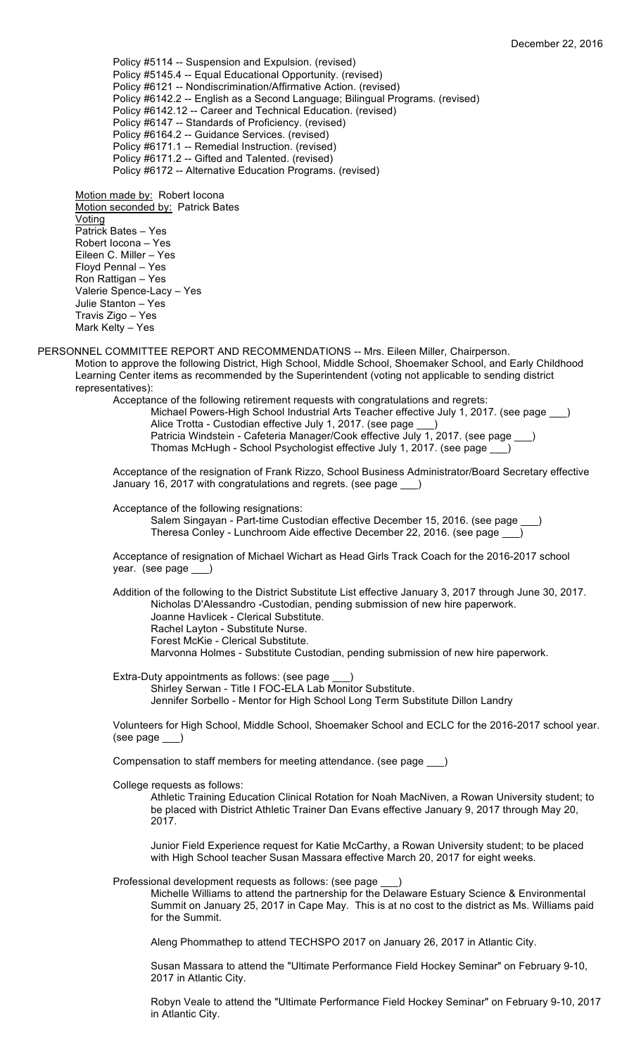December 22, 2016

Policy #5114 -- Suspension and Expulsion. (revised)
Policy #5145.4 -- Equal Educational Opportunity. (revised)
Policy #6121 -- Nondiscrimination/Affirmative Action. (revised)
Policy #6142.2 -- English as a Second Language; Bilingual Programs. (revised)
Policy #6142.12 -- Career and Technical Education. (revised)
Policy #6147 -- Standards of Proficiency. (revised)
Policy #6164.2 -- Guidance Services. (revised)
Policy #6171.1 -- Remedial Instruction. (revised)
Policy #6171.2 -- Gifted and Talented. (revised)
Policy #6172 -- Alternative Education Programs. (revised)

Motion made by: Robert Iocona
Motion seconded by: Patrick Bates
Voting
Patrick Bates – Yes
Robert Iocona – Yes
Eileen C. Miller – Yes
Floyd Pennal – Yes
Ron Rattigan – Yes
Valerie Spence-Lacy – Yes
Julie Stanton – Yes
Travis Zigo – Yes
Mark Kelty – Yes

PERSONNEL COMMITTEE REPORT AND RECOMMENDATIONS -- Mrs. Eileen Miller, Chairperson.

Motion to approve the following District, High School, Middle School, Shoemaker School, and Early Childhood Learning Center items as recommended by the Superintendent (voting not applicable to sending district representatives):

Acceptance of the following retirement requests with congratulations and regrets:
- Michael Powers-High School Industrial Arts Teacher effective July 1, 2017. (see page ___)
- Alice Trotta - Custodian effective July 1, 2017. (see page ___)
- Patricia Windstein - Cafeteria Manager/Cook effective July 1, 2017. (see page ___)
- Thomas McHugh - School Psychologist effective July 1, 2017. (see page ___)

Acceptance of the resignation of Frank Rizzo, School Business Administrator/Board Secretary effective January 16, 2017 with congratulations and regrets. (see page ___)

Acceptance of the following resignations:
- Salem Singayan - Part-time Custodian effective December 15, 2016. (see page ___)
- Theresa Conley - Lunchroom Aide effective December 22, 2016. (see page ___)

Acceptance of resignation of Michael Wichart as Head Girls Track Coach for the 2016-2017 school year. (see page ___)

Addition of the following to the District Substitute List effective January 3, 2017 through June 30, 2017.
- Nicholas D'Alessandro -Custodian, pending submission of new hire paperwork.
- Joanne Havlicek - Clerical Substitute.
- Rachel Layton - Substitute Nurse.
- Forest McKie - Clerical Substitute.
- Marvonna Holmes - Substitute Custodian, pending submission of new hire paperwork.

Extra-Duty appointments as follows: (see page ___)
- Shirley Serwan - Title I FOC-ELA Lab Monitor Substitute.
- Jennifer Sorbello - Mentor for High School Long Term Substitute Dillon Landry

Volunteers for High School, Middle School, Shoemaker School and ECLC for the 2016-2017 school year. (see page ___)

Compensation to staff members for meeting attendance. (see page ___)

College requests as follows:

Athletic Training Education Clinical Rotation for Noah MacNiven, a Rowan University student; to be placed with District Athletic Trainer Dan Evans effective January 9, 2017 through May 20, 2017.

Junior Field Experience request for Katie McCarthy, a Rowan University student; to be placed with High School teacher Susan Massara effective March 20, 2017 for eight weeks.

Professional development requests as follows: (see page ___)

Michelle Williams to attend the partnership for the Delaware Estuary Science & Environmental Summit on January 25, 2017 in Cape May. This is at no cost to the district as Ms. Williams paid for the Summit.

Aleng Phommathep to attend TECHSPO 2017 on January 26, 2017 in Atlantic City.

Susan Massara to attend the "Ultimate Performance Field Hockey Seminar" on February 9-10, 2017 in Atlantic City.

Robyn Veale to attend the "Ultimate Performance Field Hockey Seminar" on February 9-10, 2017 in Atlantic City.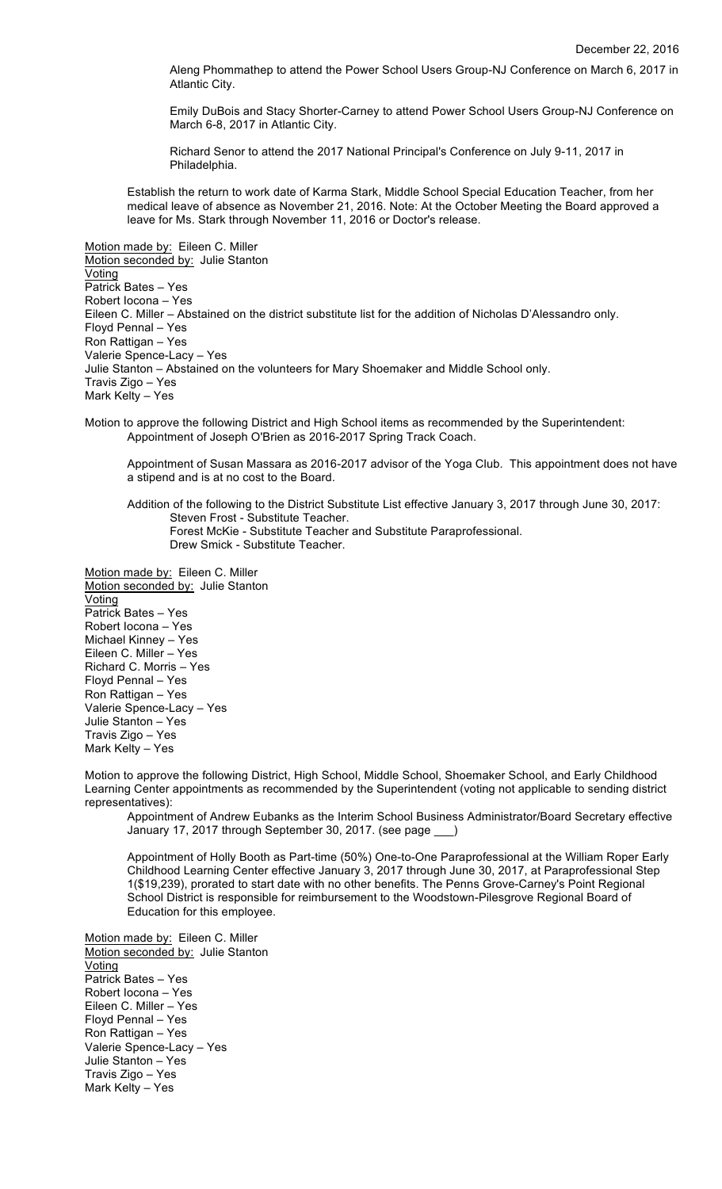Aleng Phommathep to attend the Power School Users Group-NJ Conference on March 6, 2017 in Atlantic City.

Emily DuBois and Stacy Shorter-Carney to attend Power School Users Group-NJ Conference on March 6-8, 2017 in Atlantic City.

Richard Senor to attend the 2017 National Principal's Conference on July 9-11, 2017 in Philadelphia.

Establish the return to work date of Karma Stark, Middle School Special Education Teacher, from her medical leave of absence as November 21, 2016. Note: At the October Meeting the Board approved a leave for Ms. Stark through November 11, 2016 or Doctor's release.

Motion made by: Eileen C. Miller
Motion seconded by: Julie Stanton
Voting
Patrick Bates – Yes
Robert Iocona – Yes
Eileen C. Miller – Abstained on the district substitute list for the addition of Nicholas D'Alessandro only.
Floyd Pennal – Yes
Ron Rattigan – Yes
Valerie Spence-Lacy – Yes
Julie Stanton – Abstained on the volunteers for Mary Shoemaker and Middle School only.
Travis Zigo – Yes
Mark Kelty – Yes

Motion to approve the following District and High School items as recommended by the Superintendent:

Appointment of Joseph O'Brien as 2016-2017 Spring Track Coach.

Appointment of Susan Massara as 2016-2017 advisor of the Yoga Club. This appointment does not have a stipend and is at no cost to the Board.

Addition of the following to the District Substitute List effective January 3, 2017 through June 30, 2017:

Steven Frost - Substitute Teacher.
Forest McKie - Substitute Teacher and Substitute Paraprofessional.
Drew Smick - Substitute Teacher.

Motion made by: Eileen C. Miller
Motion seconded by: Julie Stanton
Voting
Patrick Bates – Yes
Robert Iocona – Yes
Michael Kinney – Yes
Eileen C. Miller – Yes
Richard C. Morris – Yes
Floyd Pennal – Yes
Ron Rattigan – Yes
Valerie Spence-Lacy – Yes
Julie Stanton – Yes
Travis Zigo – Yes
Mark Kelty – Yes

Motion to approve the following District, High School, Middle School, Shoemaker School, and Early Childhood Learning Center appointments as recommended by the Superintendent (voting not applicable to sending district representatives):

Appointment of Andrew Eubanks as the Interim School Business Administrator/Board Secretary effective January 17, 2017 through September 30, 2017. (see page \_\_\_)

Appointment of Holly Booth as Part-time (50%) One-to-One Paraprofessional at the William Roper Early Childhood Learning Center effective January 3, 2017 through June 30, 2017, at Paraprofessional Step 1($19,239), prorated to start date with no other benefits. The Penns Grove-Carney's Point Regional School District is responsible for reimbursement to the Woodstown-Pilesgrove Regional Board of Education for this employee.

Motion made by: Eileen C. Miller
Motion seconded by: Julie Stanton
Voting
Patrick Bates – Yes
Robert Iocona – Yes
Eileen C. Miller – Yes
Floyd Pennal – Yes
Ron Rattigan – Yes
Valerie Spence-Lacy – Yes
Julie Stanton – Yes
Travis Zigo – Yes
Mark Kelty – Yes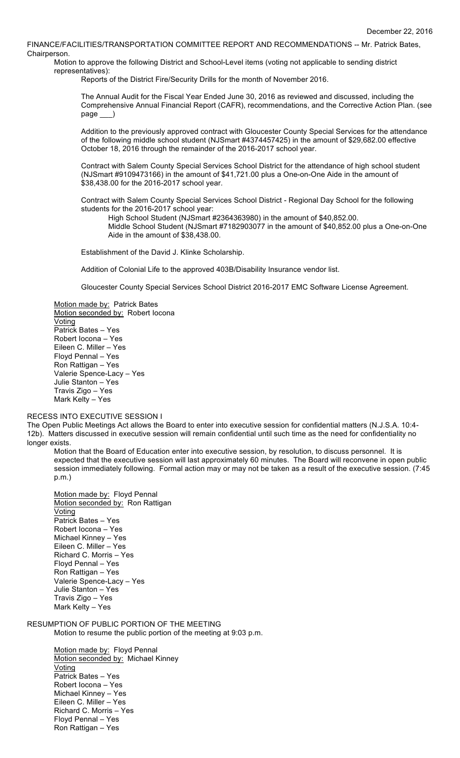December 22, 2016

FINANCE/FACILITIES/TRANSPORTATION COMMITTEE REPORT AND RECOMMENDATIONS -- Mr. Patrick Bates, Chairperson.

Motion to approve the following District and School-Level items (voting not applicable to sending district representatives):

Reports of the District Fire/Security Drills for the month of November 2016.

The Annual Audit for the Fiscal Year Ended June 30, 2016 as reviewed and discussed, including the Comprehensive Annual Financial Report (CAFR), recommendations, and the Corrective Action Plan. (see page ___)

Addition to the previously approved contract with Gloucester County Special Services for the attendance of the following middle school student (NJSmart #4374457425) in the amount of $29,682.00 effective October 18, 2016 through the remainder of the 2016-2017 school year.

Contract with Salem County Special Services School District for the attendance of high school student (NJSmart #9109473166) in the amount of $41,721.00 plus a One-on-One Aide in the amount of $38,438.00 for the 2016-2017 school year.

Contract with Salem County Special Services School District - Regional Day School for the following students for the 2016-2017 school year:

High School Student (NJSmart #2364363980) in the amount of $40,852.00.
Middle School Student (NJSmart #7182903077 in the amount of $40,852.00 plus a One-on-One Aide in the amount of $38,438.00.

Establishment of the David J. Klinke Scholarship.

Addition of Colonial Life to the approved 403B/Disability Insurance vendor list.

Gloucester County Special Services School District 2016-2017 EMC Software License Agreement.

Motion made by: Patrick Bates
Motion seconded by: Robert Iocona
Voting
Patrick Bates – Yes
Robert Iocona – Yes
Eileen C. Miller – Yes
Floyd Pennal – Yes
Ron Rattigan – Yes
Valerie Spence-Lacy – Yes
Julie Stanton – Yes
Travis Zigo – Yes
Mark Kelty – Yes

RECESS INTO EXECUTIVE SESSION I

The Open Public Meetings Act allows the Board to enter into executive session for confidential matters (N.J.S.A. 10:4-12b). Matters discussed in executive session will remain confidential until such time as the need for confidentiality no longer exists.

Motion that the Board of Education enter into executive session, by resolution, to discuss personnel. It is expected that the executive session will last approximately 60 minutes. The Board will reconvene in open public session immediately following. Formal action may or may not be taken as a result of the executive session. (7:45 p.m.)

Motion made by: Floyd Pennal
Motion seconded by: Ron Rattigan
Voting
Patrick Bates – Yes
Robert Iocona – Yes
Michael Kinney – Yes
Eileen C. Miller – Yes
Richard C. Morris – Yes
Floyd Pennal – Yes
Ron Rattigan – Yes
Valerie Spence-Lacy – Yes
Julie Stanton – Yes
Travis Zigo – Yes
Mark Kelty – Yes

RESUMPTION OF PUBLIC PORTION OF THE MEETING

Motion to resume the public portion of the meeting at 9:03 p.m.

Motion made by: Floyd Pennal
Motion seconded by: Michael Kinney
Voting
Patrick Bates – Yes
Robert Iocona – Yes
Michael Kinney – Yes
Eileen C. Miller – Yes
Richard C. Morris – Yes
Floyd Pennal – Yes
Ron Rattigan – Yes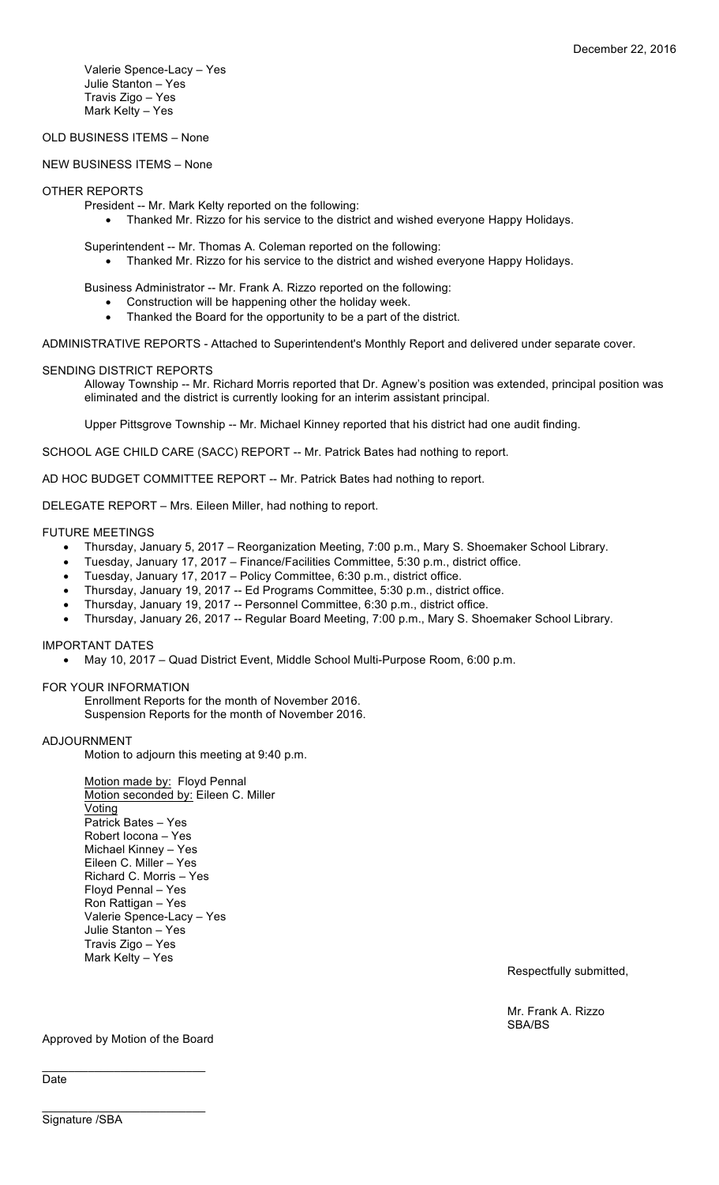Valerie Spence-Lacy – Yes
Julie Stanton – Yes
Travis Zigo – Yes
Mark Kelty – Yes

OLD BUSINESS ITEMS – None

NEW BUSINESS ITEMS – None

OTHER REPORTS

President -- Mr. Mark Kelty reported on the following:

- Thanked Mr. Rizzo for his service to the district and wished everyone Happy Holidays.

Superintendent -- Mr. Thomas A. Coleman reported on the following:

- Thanked Mr. Rizzo for his service to the district and wished everyone Happy Holidays.

Business Administrator -- Mr. Frank A. Rizzo reported on the following:

- Construction will be happening other the holiday week.
- Thanked the Board for the opportunity to be a part of the district.

ADMINISTRATIVE REPORTS - Attached to Superintendent's Monthly Report and delivered under separate cover.

SENDING DISTRICT REPORTS

Alloway Township -- Mr. Richard Morris reported that Dr. Agnew's position was extended, principal position was eliminated and the district is currently looking for an interim assistant principal.

Upper Pittsgrove Township -- Mr. Michael Kinney reported that his district had one audit finding.

SCHOOL AGE CHILD CARE (SACC) REPORT -- Mr. Patrick Bates had nothing to report.

AD HOC BUDGET COMMITTEE REPORT -- Mr. Patrick Bates had nothing to report.

DELEGATE REPORT – Mrs. Eileen Miller, had nothing to report.

FUTURE MEETINGS

- Thursday, January 5, 2017 – Reorganization Meeting, 7:00 p.m., Mary S. Shoemaker School Library.
- Tuesday, January 17, 2017 – Finance/Facilities Committee, 5:30 p.m., district office.
- Tuesday, January 17, 2017 – Policy Committee, 6:30 p.m., district office.
- Thursday, January 19, 2017 -- Ed Programs Committee, 5:30 p.m., district office.
- Thursday, January 19, 2017 -- Personnel Committee, 6:30 p.m., district office.
- Thursday, January 26, 2017 -- Regular Board Meeting, 7:00 p.m., Mary S. Shoemaker School Library.

IMPORTANT DATES

- May 10, 2017 – Quad District Event, Middle School Multi-Purpose Room, 6:00 p.m.

FOR YOUR INFORMATION

Enrollment Reports for the month of November 2016.
Suspension Reports for the month of November 2016.

ADJOURNMENT

Motion to adjourn this meeting at 9:40 p.m.

Motion made by: Floyd Pennal
Motion seconded by: Eileen C. Miller
Voting
Patrick Bates – Yes
Robert Iocona – Yes
Michael Kinney – Yes
Eileen C. Miller – Yes
Richard C. Morris – Yes
Floyd Pennal – Yes
Ron Rattigan – Yes
Valerie Spence-Lacy – Yes
Julie Stanton – Yes
Travis Zigo – Yes
Mark Kelty – Yes

Respectfully submitted,

Mr. Frank A. Rizzo
SBA/BS

Approved by Motion of the Board

\_\_\_\_\_\_\_\_\_\_\_\_\_\_\_\_\_\_\_\_\_\_\_\_\_
Date

\_\_\_\_\_\_\_\_\_\_\_\_\_\_\_\_\_\_\_\_\_\_\_\_\_
Signature /SBA